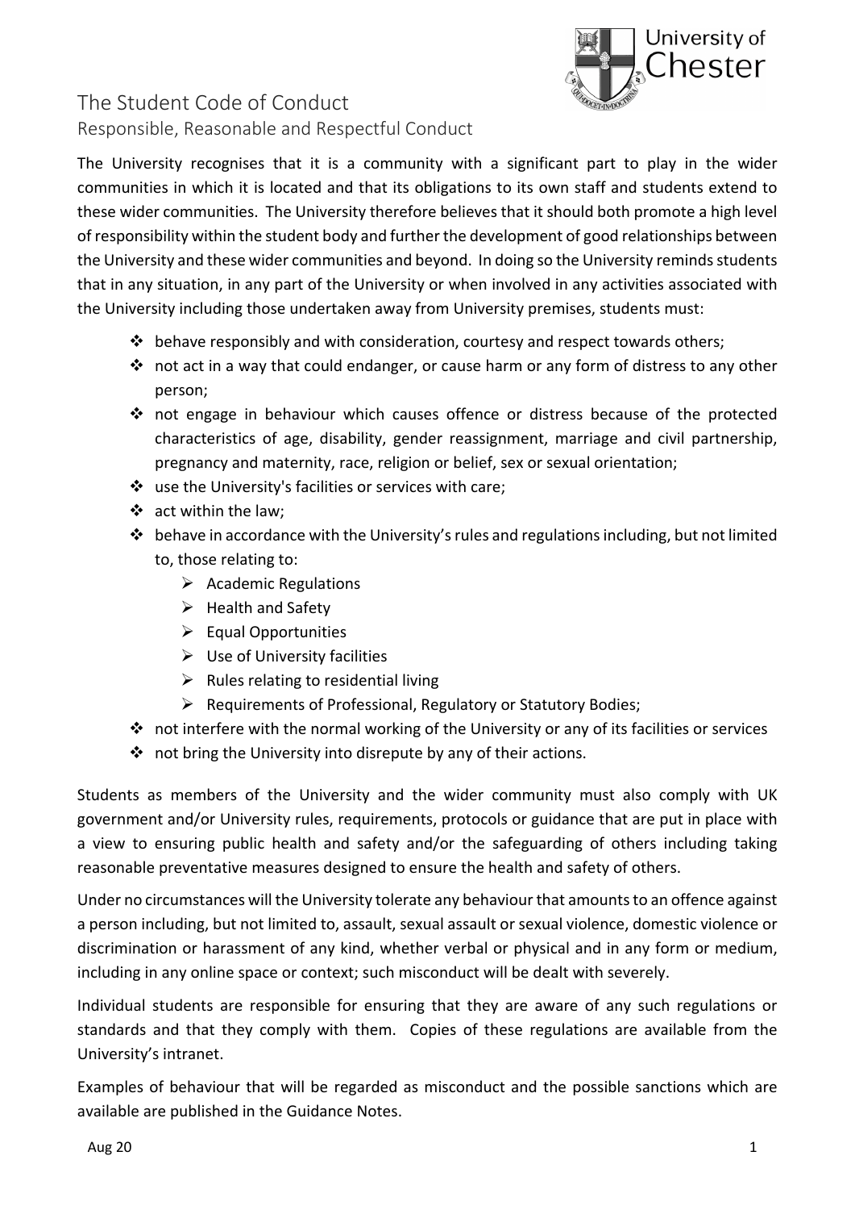# The Student Code of Conduct

## Responsible, Reasonable and Respectful Conduct

The University recognises that it is a community with a significant part to play in the wider communities in which it is located and that its obligations to its own staff and students extend to these wider communities. The University therefore believes that it should both promote a high level of responsibility within the student body and further the development of good relationships between the University and these wider communities and beyond. In doing so the University reminds students that in any situation, in any part of the University or when involved in any activities associated with the University including those undertaken away from University premises, students must:

- behave responsibly and with consideration, courtesy and respect towards others;
- not act in a way that could endanger, or cause harm or any form of distress to any other person;
- not engage in behaviour which causes offence or distress because of the protected characteristics of age, disability, gender reassignment, marriage and civil partnership, pregnancy and maternity, race, religion or belief, sex or sexual orientation;
- use the University's facilities or services with care;
- act within the law;
- behave in accordance with the University's rules and regulations including, but not limited to, those relating to:
  - Academic Regulations
  - Health and Safety
  - Equal Opportunities
  - Use of University facilities
  - Rules relating to residential living
  - Requirements of Professional, Regulatory or Statutory Bodies;
- not interfere with the normal working of the University or any of its facilities or services
- not bring the University into disrepute by any of their actions.

Students as members of the University and the wider community must also comply with UK government and/or University rules, requirements, protocols or guidance that are put in place with a view to ensuring public health and safety and/or the safeguarding of others including taking reasonable preventative measures designed to ensure the health and safety of others.

Under no circumstances will the University tolerate any behaviour that amounts to an offence against a person including, but not limited to, assault, sexual assault or sexual violence, domestic violence or discrimination or harassment of any kind, whether verbal or physical and in any form or medium, including in any online space or context; such misconduct will be dealt with severely.

Individual students are responsible for ensuring that they are aware of any such regulations or standards and that they comply with them. Copies of these regulations are available from the University's intranet.

Examples of behaviour that will be regarded as misconduct and the possible sanctions which are available are published in the Guidance Notes.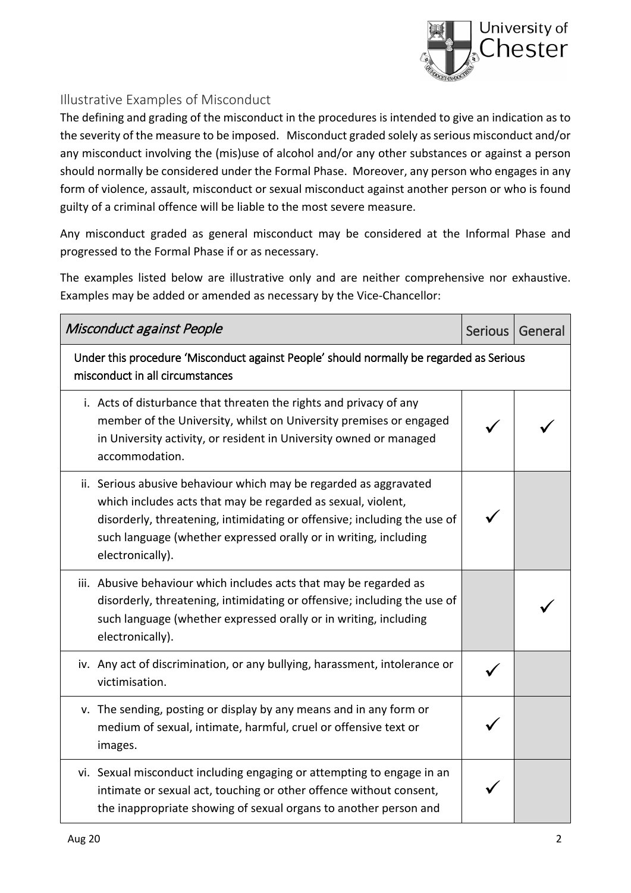## Illustrative Examples of Misconduct

The defining and grading of the misconduct in the procedures is intended to give an indication as to the severity of the measure to be imposed. Misconduct graded solely as serious misconduct and/or any misconduct involving the (mis)use of alcohol and/or any other substances or against a person should normally be considered under the Formal Phase. Moreover, any person who engages in any form of violence, assault, misconduct or sexual misconduct against another person or who is found guilty of a criminal offence will be liable to the most severe measure.

Any misconduct graded as general misconduct may be considered at the Informal Phase and progressed to the Formal Phase if or as necessary.

The examples listed below are illustrative only and are neither comprehensive nor exhaustive. Examples may be added or amended as necessary by the Vice-Chancellor:

| *Misconduct against People* | Serious | General |
|---|---|---|
| Under this procedure 'Misconduct against People' should normally be regarded as Serious misconduct in all circumstances | | |
| i. Acts of disturbance that threaten the rights and privacy of any member of the University, whilst on University premises or engaged in University activity, or resident in University owned or managed accommodation. | ✓ | ✓ |
| ii. Serious abusive behaviour which may be regarded as aggravated which includes acts that may be regarded as sexual, violent, disorderly, threatening, intimidating or offensive; including the use of such language (whether expressed orally or in writing, including electronically). | ✓ | |
| iii. Abusive behaviour which includes acts that may be regarded as disorderly, threatening, intimidating or offensive; including the use of such language (whether expressed orally or in writing, including electronically). | | ✓ |
| iv. Any act of discrimination, or any bullying, harassment, intolerance or victimisation. | ✓ | |
| v. The sending, posting or display by any means and in any form or medium of sexual, intimate, harmful, cruel or offensive text or images. | ✓ | |
| vi. Sexual misconduct including engaging or attempting to engage in an intimate or sexual act, touching or other offence without consent, the inappropriate showing of sexual organs to another person and | ✓ | |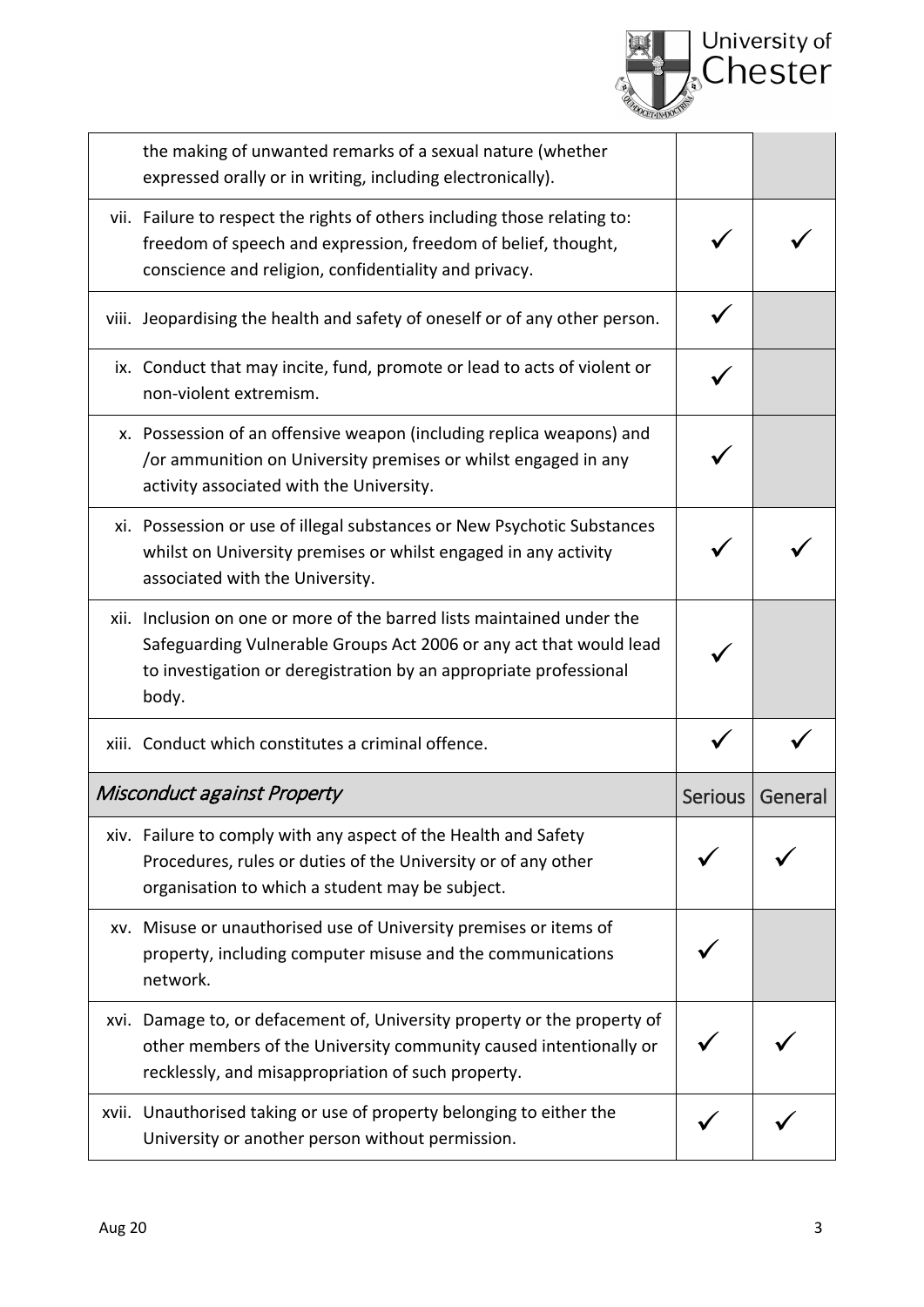| | | |
|---|---|---|
| the making of unwanted remarks of a sexual nature (whether expressed orally or in writing, including electronically). | | |
| vii. Failure to respect the rights of others including those relating to: freedom of speech and expression, freedom of belief, thought, conscience and religion, confidentiality and privacy. | ✓ | ✓ |
| viii. Jeopardising the health and safety of oneself or of any other person. | ✓ | |
| ix. Conduct that may incite, fund, promote or lead to acts of violent or non-violent extremism. | ✓ | |
| x. Possession of an offensive weapon (including replica weapons) and /or ammunition on University premises or whilst engaged in any activity associated with the University. | ✓ | |
| xi. Possession or use of illegal substances or New Psychotic Substances whilst on University premises or whilst engaged in any activity associated with the University. | ✓ | ✓ |
| xii. Inclusion on one or more of the barred lists maintained under the Safeguarding Vulnerable Groups Act 2006 or any act that would lead to investigation or deregistration by an appropriate professional body. | ✓ | |
| xiii. Conduct which constitutes a criminal offence. | ✓ | ✓ |

| *Misconduct against Property* | Serious | General |
|---|---|---|
| xiv. Failure to comply with any aspect of the Health and Safety Procedures, rules or duties of the University or of any other organisation to which a student may be subject. | ✓ | ✓ |
| xv. Misuse or unauthorised use of University premises or items of property, including computer misuse and the communications network. | ✓ | |
| xvi. Damage to, or defacement of, University property or the property of other members of the University community caused intentionally or recklessly, and misappropriation of such property. | ✓ | ✓ |
| xvii. Unauthorised taking or use of property belonging to either the University or another person without permission. | ✓ | ✓ |

Aug 20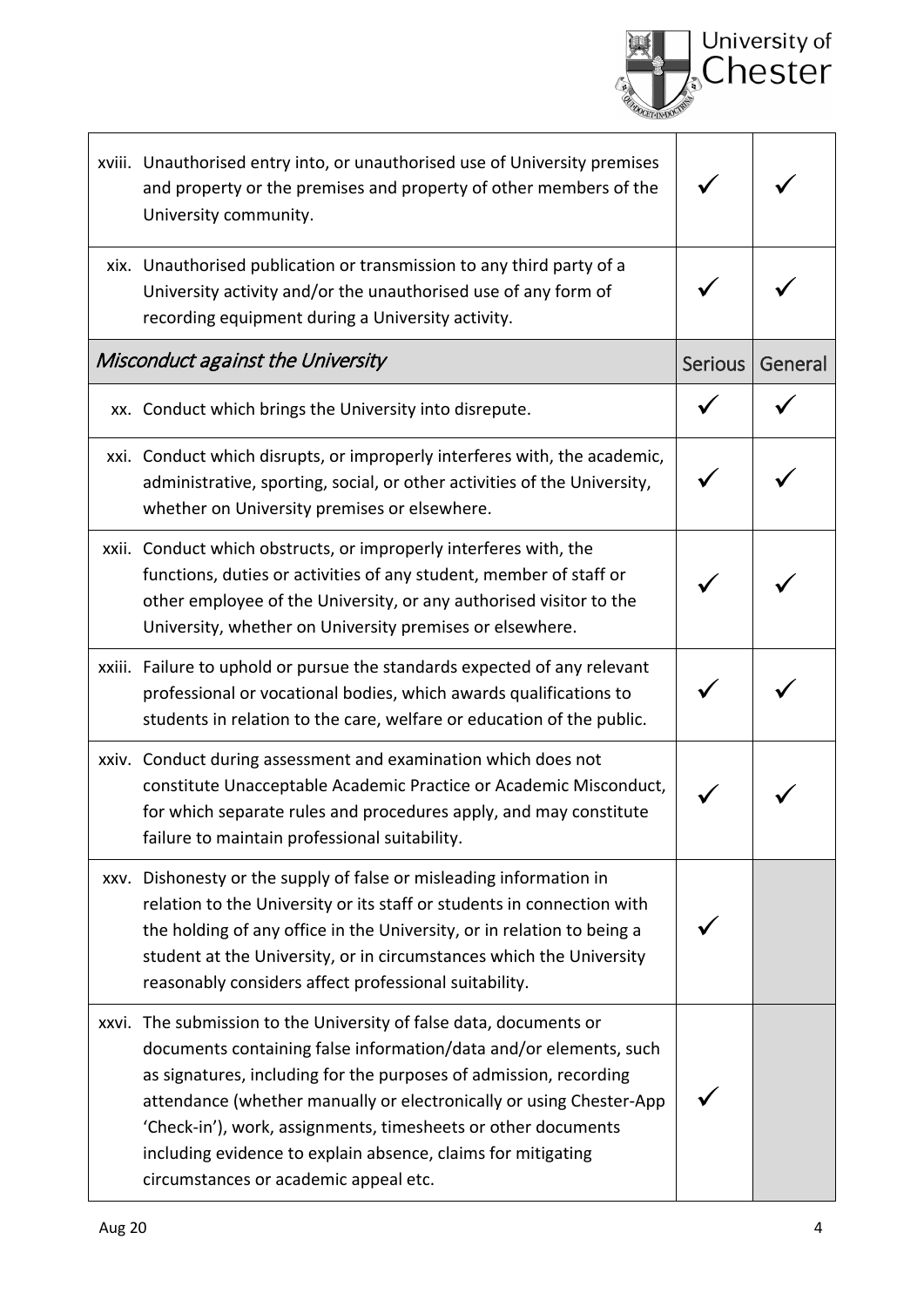| | Serious | General |
|---|---|---|
| xviii. Unauthorised entry into, or unauthorised use of University premises and property or the premises and property of other members of the University community. | ✓ | ✓ |
| xix. Unauthorised publication or transmission to any third party of a University activity and/or the unauthorised use of any form of recording equipment during a University activity. | ✓ | ✓ |
| *Misconduct against the University* | Serious | General |
| xx. Conduct which brings the University into disrepute. | ✓ | ✓ |
| xxi. Conduct which disrupts, or improperly interferes with, the academic, administrative, sporting, social, or other activities of the University, whether on University premises or elsewhere. | ✓ | ✓ |
| xxii. Conduct which obstructs, or improperly interferes with, the functions, duties or activities of any student, member of staff or other employee of the University, or any authorised visitor to the University, whether on University premises or elsewhere. | ✓ | ✓ |
| xxiii. Failure to uphold or pursue the standards expected of any relevant professional or vocational bodies, which awards qualifications to students in relation to the care, welfare or education of the public. | ✓ | ✓ |
| xxiv. Conduct during assessment and examination which does not constitute Unacceptable Academic Practice or Academic Misconduct, for which separate rules and procedures apply, and may constitute failure to maintain professional suitability. | ✓ | ✓ |
| xxv. Dishonesty or the supply of false or misleading information in relation to the University or its staff or students in connection with the holding of any office in the University, or in relation to being a student at the University, or in circumstances which the University reasonably considers affect professional suitability. | ✓ | |
| xxvi. The submission to the University of false data, documents or documents containing false information/data and/or elements, such as signatures, including for the purposes of admission, recording attendance (whether manually or electronically or using Chester-App 'Check-in'), work, assignments, timesheets or other documents including evidence to explain absence, claims for mitigating circumstances or academic appeal etc. | ✓ | |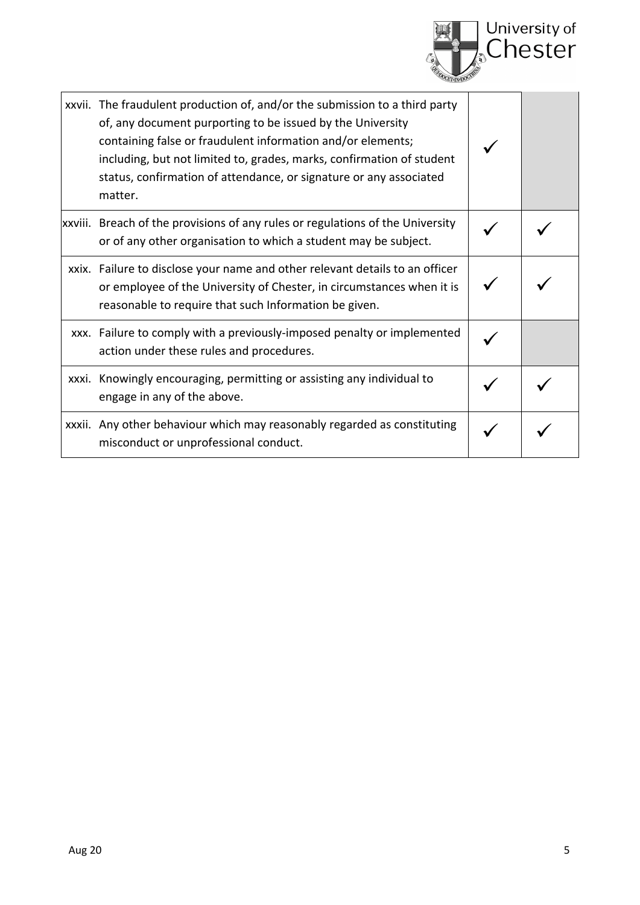| | | | |
|---|---|---|---|
| xxvii. | The fraudulent production of, and/or the submission to a third party of, any document purporting to be issued by the University containing false or fraudulent information and/or elements; including, but not limited to, grades, marks, confirmation of student status, confirmation of attendance, or signature or any associated matter. | ✓ | |
| xxviii. | Breach of the provisions of any rules or regulations of the University or of any other organisation to which a student may be subject. | ✓ | ✓ |
| xxix. | Failure to disclose your name and other relevant details to an officer or employee of the University of Chester, in circumstances when it is reasonable to require that such Information be given. | ✓ | ✓ |
| xxx. | Failure to comply with a previously-imposed penalty or implemented action under these rules and procedures. | ✓ | |
| xxxi. | Knowingly encouraging, permitting or assisting any individual to engage in any of the above. | ✓ | ✓ |
| xxxii. | Any other behaviour which may reasonably regarded as constituting misconduct or unprofessional conduct. | ✓ | ✓ |